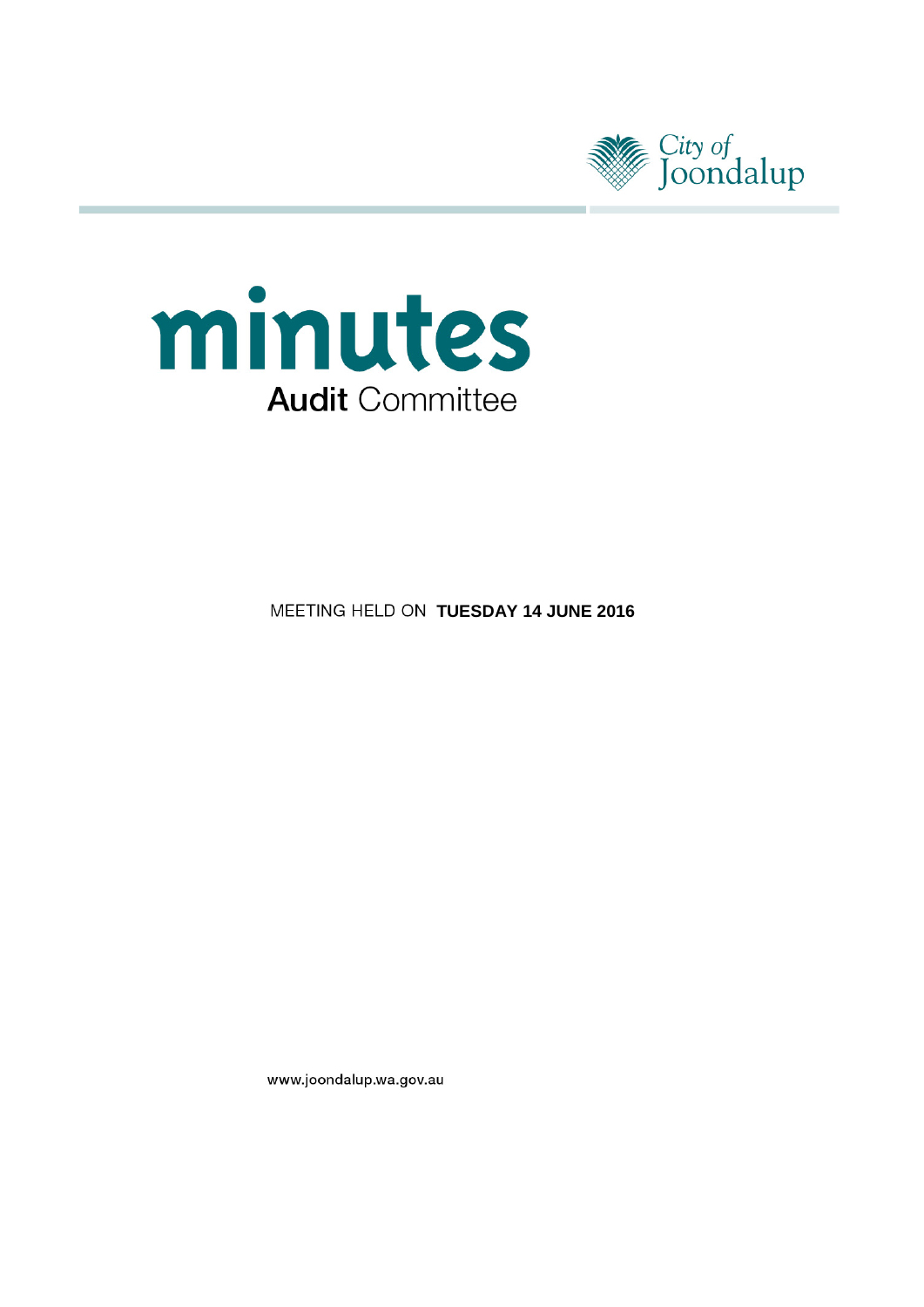City of Joondalup

# minutes

## Audit Committee

MEETING HELD ON **TUESDAY 14 JUNE 2016**

www.joondalup.wa.gov.au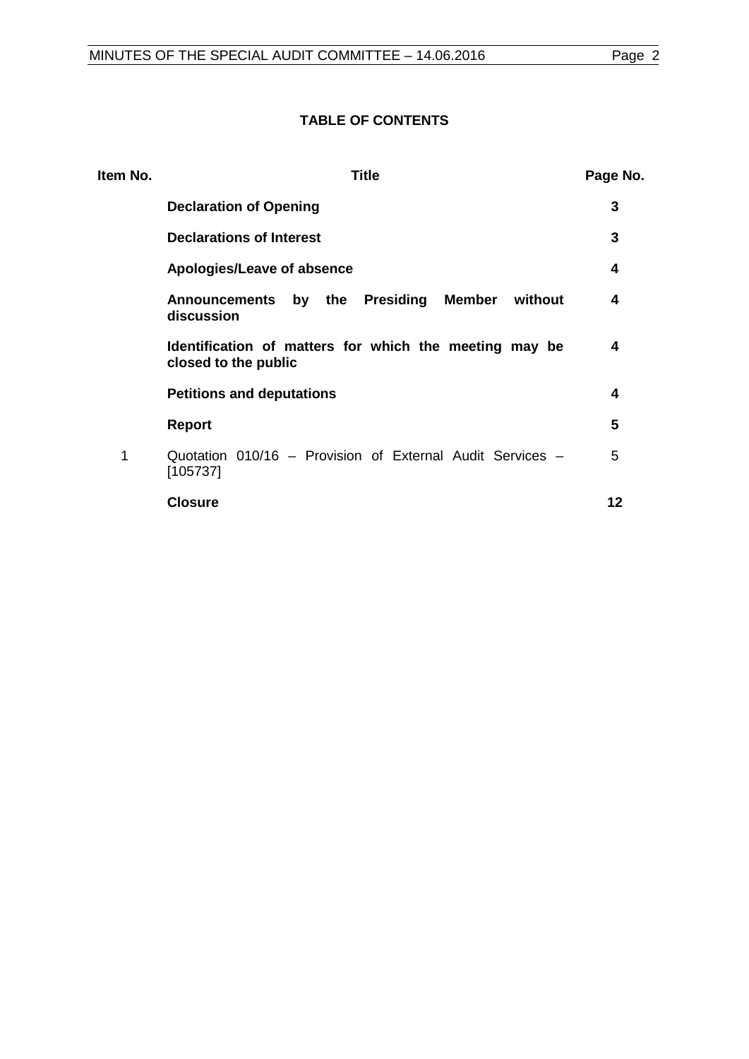**TABLE OF CONTENTS**

| Item No. | Title | Page No. |
|---|---|---|
| | **Declaration of Opening** | **3** |
| | **Declarations of Interest** | **3** |
| | **Apologies/Leave of absence** | **4** |
| | **Announcements by the Presiding Member without discussion** | **4** |
| | **Identification of matters for which the meeting may be closed to the public** | **4** |
| | **Petitions and deputations** | **4** |
| | **Report** | **5** |
| 1 | Quotation 010/16 – Provision of External Audit Services – [105737] | 5 |
| | **Closure** | **12** |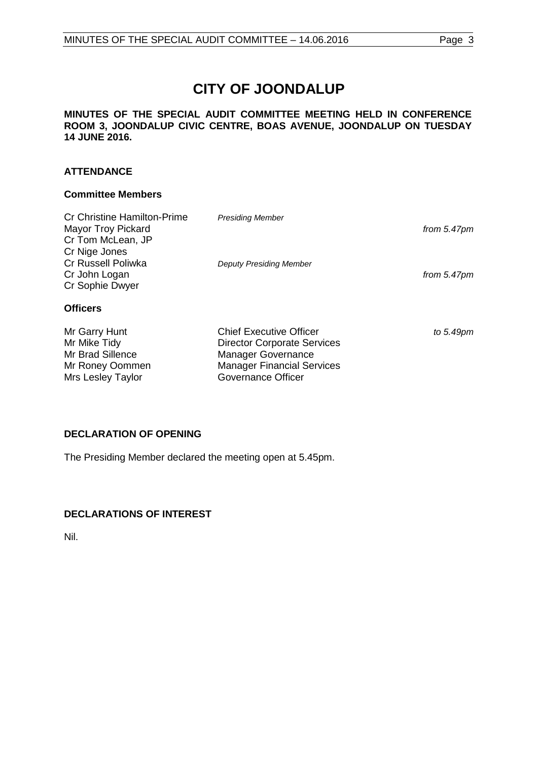# CITY OF JOONDALUP

**MINUTES OF THE SPECIAL AUDIT COMMITTEE MEETING HELD IN CONFERENCE ROOM 3, JOONDALUP CIVIC CENTRE, BOAS AVENUE, JOONDALUP ON TUESDAY 14 JUNE 2016.**

## ATTENDANCE

### Committee Members

| | | |
|---|---|---|
| Cr Christine Hamilton-Prime | *Presiding Member* | |
| Mayor Troy Pickard | | *from 5.47pm* |
| Cr Tom McLean, JP | | |
| Cr Nige Jones | | |
| Cr Russell Poliwka | *Deputy Presiding Member* | |
| Cr John Logan | | *from 5.47pm* |
| Cr Sophie Dwyer | | |

### Officers

| | | |
|---|---|---|
| Mr Garry Hunt | Chief Executive Officer | *to 5.49pm* |
| Mr Mike Tidy | Director Corporate Services | |
| Mr Brad Sillence | Manager Governance | |
| Mr Roney Oommen | Manager Financial Services | |
| Mrs Lesley Taylor | Governance Officer | |

## DECLARATION OF OPENING

The Presiding Member declared the meeting open at 5.45pm.

## DECLARATIONS OF INTEREST

Nil.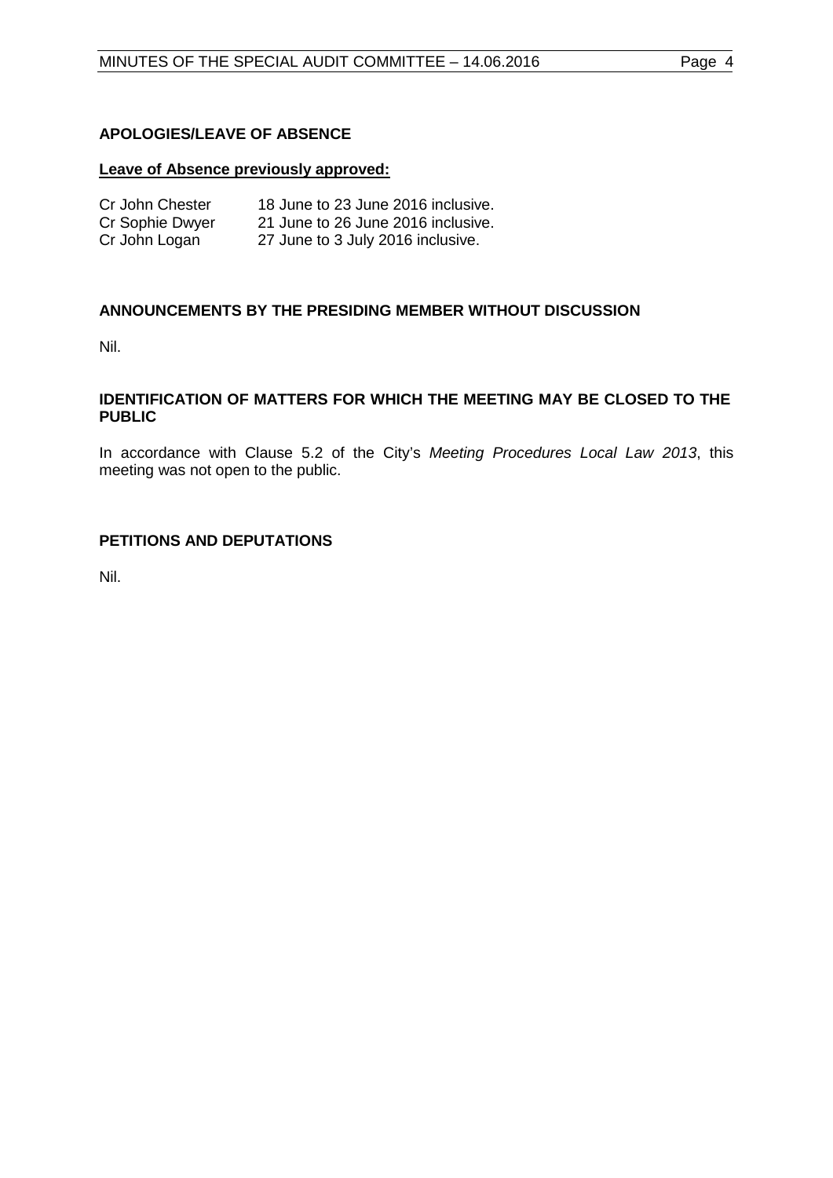## APOLOGIES/LEAVE OF ABSENCE

**Leave of Absence previously approved:**

| | |
|---|---|
| Cr John Chester | 18 June to 23 June 2016 inclusive. |
| Cr Sophie Dwyer | 21 June to 26 June 2016 inclusive. |
| Cr John Logan | 27 June to 3 July 2016 inclusive. |

## ANNOUNCEMENTS BY THE PRESIDING MEMBER WITHOUT DISCUSSION

Nil.

## IDENTIFICATION OF MATTERS FOR WHICH THE MEETING MAY BE CLOSED TO THE PUBLIC

In accordance with Clause 5.2 of the City's *Meeting Procedures Local Law 2013*, this meeting was not open to the public.

## PETITIONS AND DEPUTATIONS

Nil.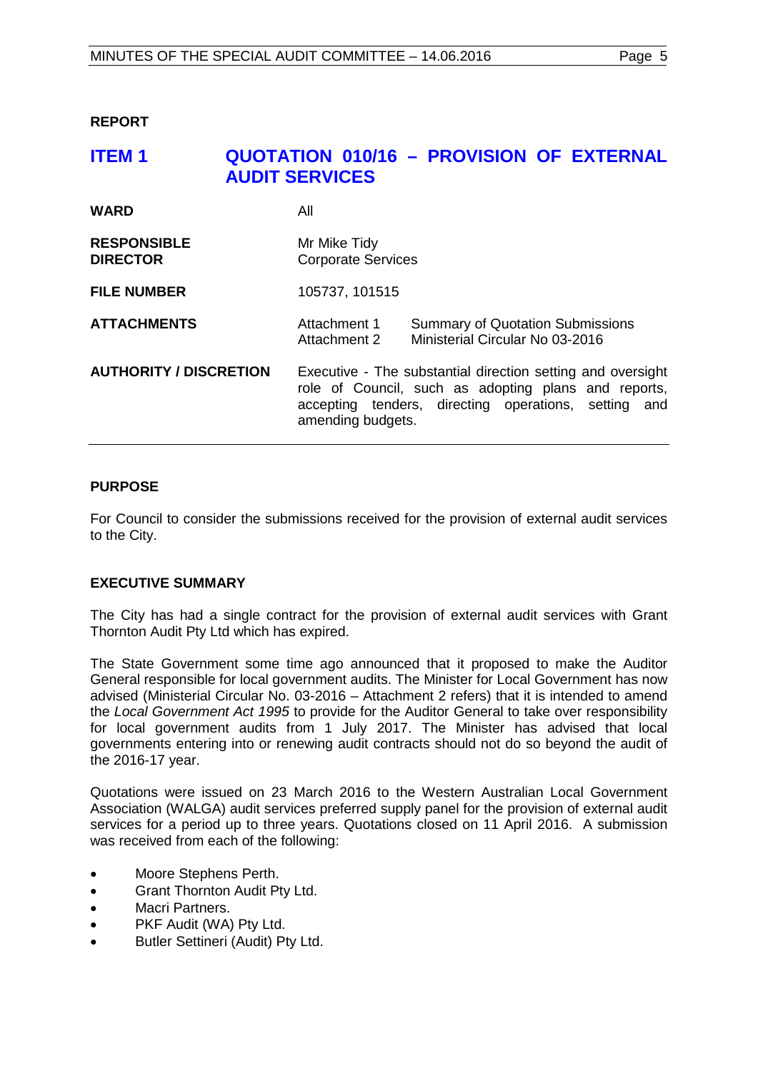**REPORT**

## ITEM 1 QUOTATION 010/16 – PROVISION OF EXTERNAL AUDIT SERVICES

| | |
|---|---|
| **WARD** | All |
| **RESPONSIBLE DIRECTOR** | Mr Mike Tidy<br>Corporate Services |
| **FILE NUMBER** | 105737, 101515 |
| **ATTACHMENTS** | Attachment 1 Summary of Quotation Submissions<br>Attachment 2 Ministerial Circular No 03-2016 |
| **AUTHORITY / DISCRETION** | Executive - The substantial direction setting and oversight role of Council, such as adopting plans and reports, accepting tenders, directing operations, setting and amending budgets. |

**PURPOSE**

For Council to consider the submissions received for the provision of external audit services to the City.

**EXECUTIVE SUMMARY**

The City has had a single contract for the provision of external audit services with Grant Thornton Audit Pty Ltd which has expired.

The State Government some time ago announced that it proposed to make the Auditor General responsible for local government audits. The Minister for Local Government has now advised (Ministerial Circular No. 03-2016 – Attachment 2 refers) that it is intended to amend the *Local Government Act 1995* to provide for the Auditor General to take over responsibility for local government audits from 1 July 2017. The Minister has advised that local governments entering into or renewing audit contracts should not do so beyond the audit of the 2016-17 year.

Quotations were issued on 23 March 2016 to the Western Australian Local Government Association (WALGA) audit services preferred supply panel for the provision of external audit services for a period up to three years. Quotations closed on 11 April 2016. A submission was received from each of the following:

- Moore Stephens Perth.
- Grant Thornton Audit Pty Ltd.
- Macri Partners.
- PKF Audit (WA) Pty Ltd.
- Butler Settineri (Audit) Pty Ltd.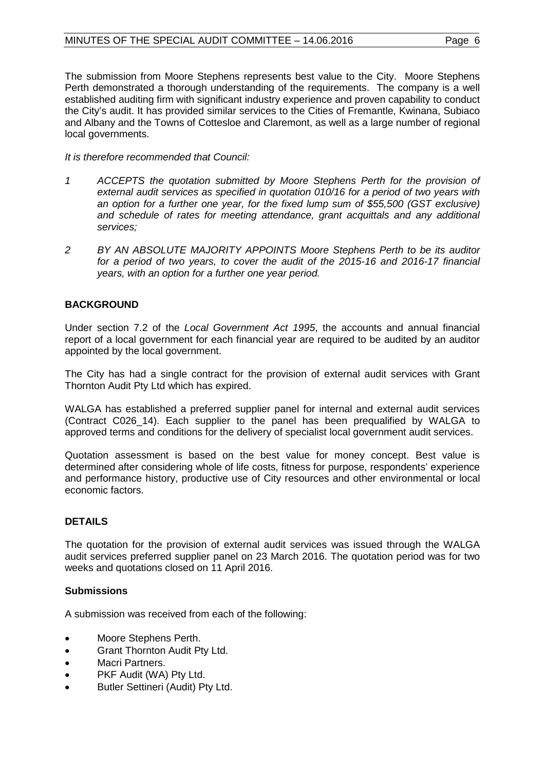The submission from Moore Stephens represents best value to the City. Moore Stephens Perth demonstrated a thorough understanding of the requirements. The company is a well established auditing firm with significant industry experience and proven capability to conduct the City's audit. It has provided similar services to the Cities of Fremantle, Kwinana, Subiaco and Albany and the Towns of Cottesloe and Claremont, as well as a large number of regional local governments.

*It is therefore recommended that Council:*

1. *ACCEPTS the quotation submitted by Moore Stephens Perth for the provision of external audit services as specified in quotation 010/16 for a period of two years with an option for a further one year, for the fixed lump sum of $55,500 (GST exclusive) and schedule of rates for meeting attendance, grant acquittals and any additional services;*

2. *BY AN ABSOLUTE MAJORITY APPOINTS Moore Stephens Perth to be its auditor for a period of two years, to cover the audit of the 2015-16 and 2016-17 financial years, with an option for a further one year period.*

## BACKGROUND

Under section 7.2 of the *Local Government Act 1995*, the accounts and annual financial report of a local government for each financial year are required to be audited by an auditor appointed by the local government.

The City has had a single contract for the provision of external audit services with Grant Thornton Audit Pty Ltd which has expired.

WALGA has established a preferred supplier panel for internal and external audit services (Contract C026_14). Each supplier to the panel has been prequalified by WALGA to approved terms and conditions for the delivery of specialist local government audit services.

Quotation assessment is based on the best value for money concept. Best value is determined after considering whole of life costs, fitness for purpose, respondents' experience and performance history, productive use of City resources and other environmental or local economic factors.

## DETAILS

The quotation for the provision of external audit services was issued through the WALGA audit services preferred supplier panel on 23 March 2016. The quotation period was for two weeks and quotations closed on 11 April 2016.

### Submissions

A submission was received from each of the following:

- Moore Stephens Perth.
- Grant Thornton Audit Pty Ltd.
- Macri Partners.
- PKF Audit (WA) Pty Ltd.
- Butler Settineri (Audit) Pty Ltd.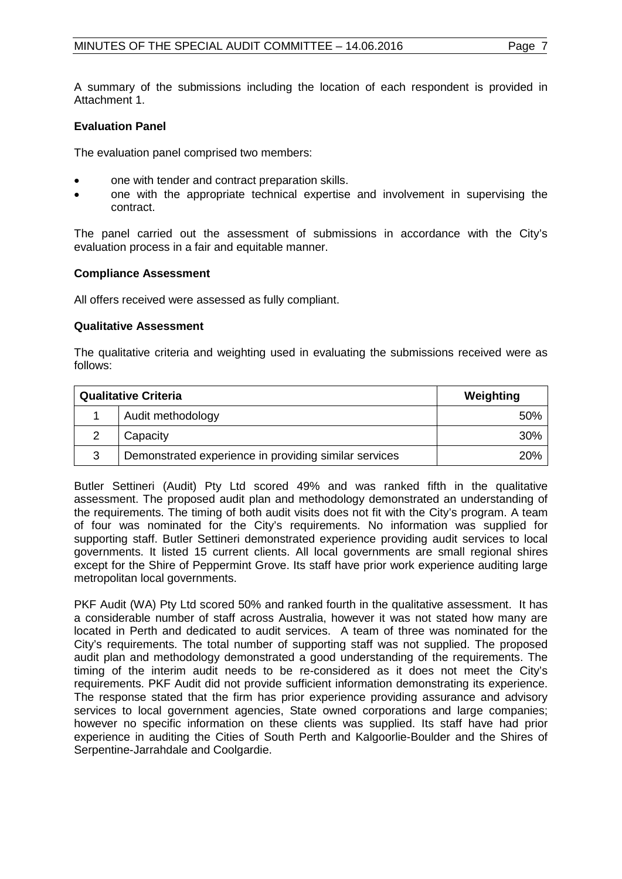A summary of the submissions including the location of each respondent is provided in Attachment 1.

**Evaluation Panel**

The evaluation panel comprised two members:

- one with tender and contract preparation skills.
- one with the appropriate technical expertise and involvement in supervising the contract.

The panel carried out the assessment of submissions in accordance with the City's evaluation process in a fair and equitable manner.

**Compliance Assessment**

All offers received were assessed as fully compliant.

**Qualitative Assessment**

The qualitative criteria and weighting used in evaluating the submissions received were as follows:

| Qualitative Criteria | | Weighting |
|---|---|---|
| 1 | Audit methodology | 50% |
| 2 | Capacity | 30% |
| 3 | Demonstrated experience in providing similar services | 20% |

Butler Settineri (Audit) Pty Ltd scored 49% and was ranked fifth in the qualitative assessment. The proposed audit plan and methodology demonstrated an understanding of the requirements. The timing of both audit visits does not fit with the City's program. A team of four was nominated for the City's requirements. No information was supplied for supporting staff. Butler Settineri demonstrated experience providing audit services to local governments. It listed 15 current clients. All local governments are small regional shires except for the Shire of Peppermint Grove. Its staff have prior work experience auditing large metropolitan local governments.

PKF Audit (WA) Pty Ltd scored 50% and ranked fourth in the qualitative assessment. It has a considerable number of staff across Australia, however it was not stated how many are located in Perth and dedicated to audit services. A team of three was nominated for the City's requirements. The total number of supporting staff was not supplied. The proposed audit plan and methodology demonstrated a good understanding of the requirements. The timing of the interim audit needs to be re-considered as it does not meet the City's requirements. PKF Audit did not provide sufficient information demonstrating its experience. The response stated that the firm has prior experience providing assurance and advisory services to local government agencies, State owned corporations and large companies; however no specific information on these clients was supplied. Its staff have had prior experience in auditing the Cities of South Perth and Kalgoorlie-Boulder and the Shires of Serpentine-Jarrahdale and Coolgardie.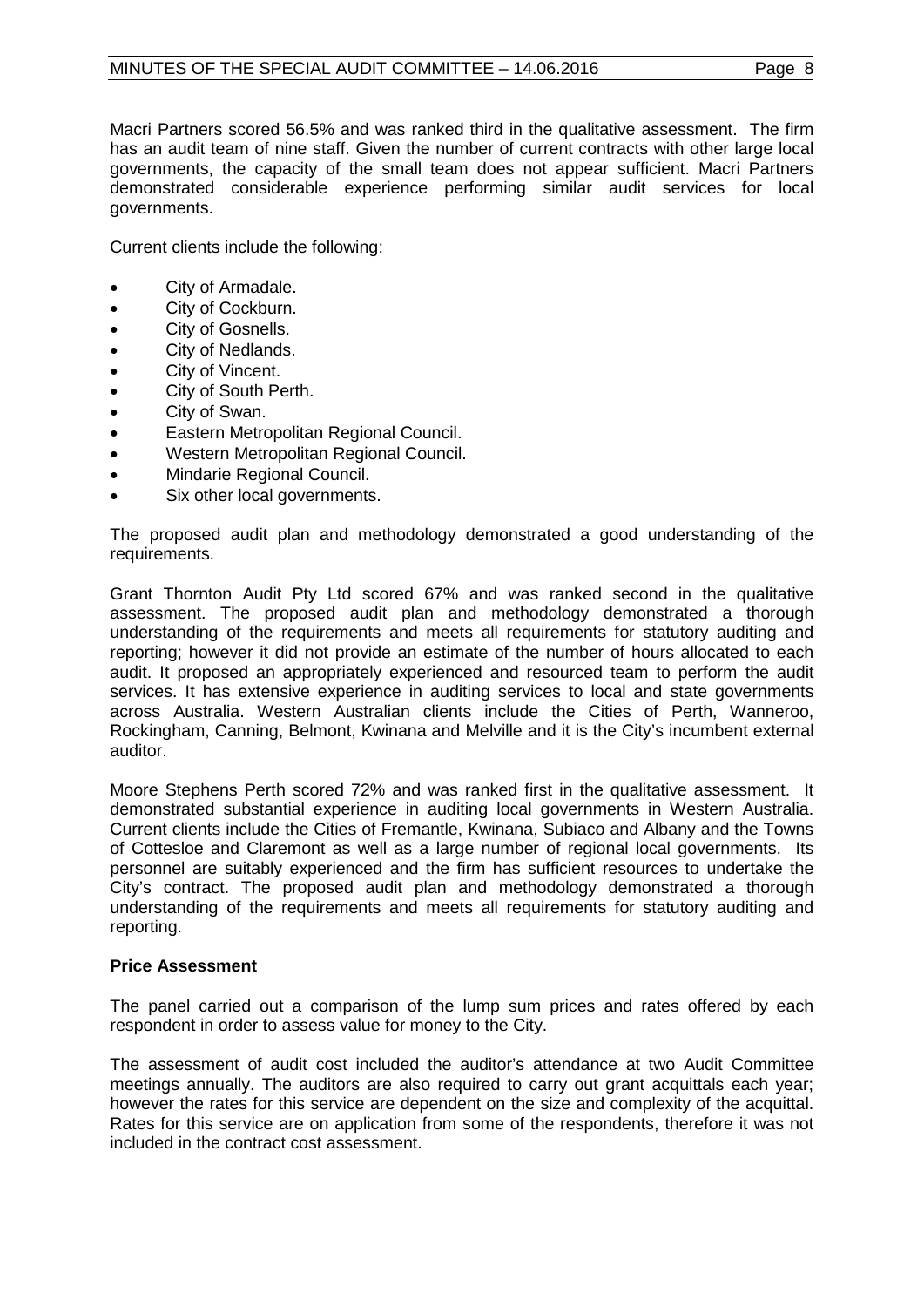Macri Partners scored 56.5% and was ranked third in the qualitative assessment. The firm has an audit team of nine staff. Given the number of current contracts with other large local governments, the capacity of the small team does not appear sufficient. Macri Partners demonstrated considerable experience performing similar audit services for local governments.

Current clients include the following:

- City of Armadale.
- City of Cockburn.
- City of Gosnells.
- City of Nedlands.
- City of Vincent.
- City of South Perth.
- City of Swan.
- Eastern Metropolitan Regional Council.
- Western Metropolitan Regional Council.
- Mindarie Regional Council.
- Six other local governments.

The proposed audit plan and methodology demonstrated a good understanding of the requirements.

Grant Thornton Audit Pty Ltd scored 67% and was ranked second in the qualitative assessment. The proposed audit plan and methodology demonstrated a thorough understanding of the requirements and meets all requirements for statutory auditing and reporting; however it did not provide an estimate of the number of hours allocated to each audit. It proposed an appropriately experienced and resourced team to perform the audit services. It has extensive experience in auditing services to local and state governments across Australia. Western Australian clients include the Cities of Perth, Wanneroo, Rockingham, Canning, Belmont, Kwinana and Melville and it is the City's incumbent external auditor.

Moore Stephens Perth scored 72% and was ranked first in the qualitative assessment. It demonstrated substantial experience in auditing local governments in Western Australia. Current clients include the Cities of Fremantle, Kwinana, Subiaco and Albany and the Towns of Cottesloe and Claremont as well as a large number of regional local governments. Its personnel are suitably experienced and the firm has sufficient resources to undertake the City's contract. The proposed audit plan and methodology demonstrated a thorough understanding of the requirements and meets all requirements for statutory auditing and reporting.

**Price Assessment**

The panel carried out a comparison of the lump sum prices and rates offered by each respondent in order to assess value for money to the City.

The assessment of audit cost included the auditor's attendance at two Audit Committee meetings annually. The auditors are also required to carry out grant acquittals each year; however the rates for this service are dependent on the size and complexity of the acquittal. Rates for this service are on application from some of the respondents, therefore it was not included in the contract cost assessment.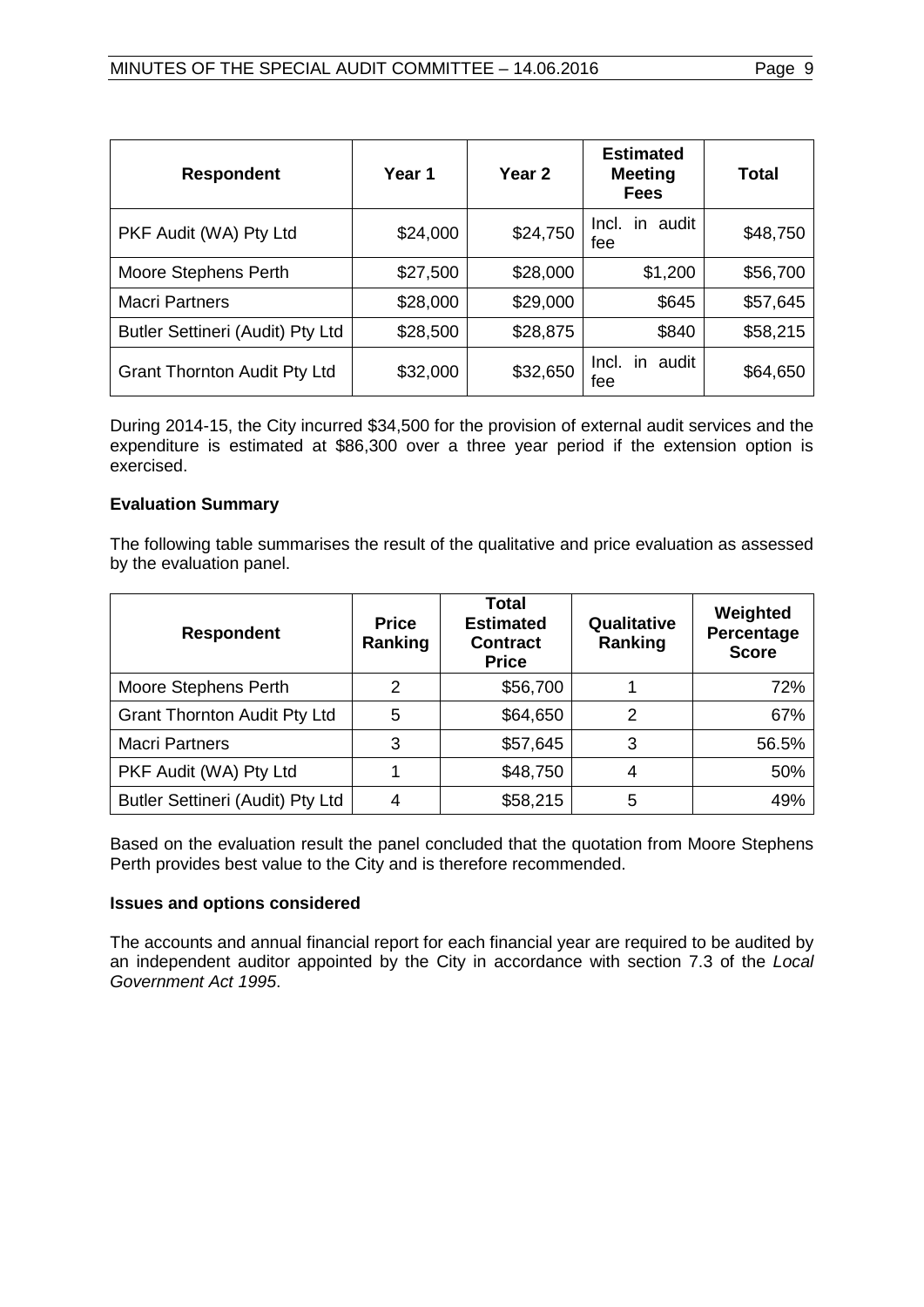| Respondent | Year 1 | Year 2 | Estimated Meeting Fees | Total |
|---|---|---|---|---|
| PKF Audit (WA) Pty Ltd | $24,000 | $24,750 | Incl. in audit fee | $48,750 |
| Moore Stephens Perth | $27,500 | $28,000 | $1,200 | $56,700 |
| Macri Partners | $28,000 | $29,000 | $645 | $57,645 |
| Butler Settineri (Audit) Pty Ltd | $28,500 | $28,875 | $840 | $58,215 |
| Grant Thornton Audit Pty Ltd | $32,000 | $32,650 | Incl. in audit fee | $64,650 |

During 2014-15, the City incurred $34,500 for the provision of external audit services and the expenditure is estimated at $86,300 over a three year period if the extension option is exercised.

**Evaluation Summary**

The following table summarises the result of the qualitative and price evaluation as assessed by the evaluation panel.

| Respondent | Price Ranking | Total Estimated Contract Price | Qualitative Ranking | Weighted Percentage Score |
|---|---|---|---|---|
| Moore Stephens Perth | 2 | $56,700 | 1 | 72% |
| Grant Thornton Audit Pty Ltd | 5 | $64,650 | 2 | 67% |
| Macri Partners | 3 | $57,645 | 3 | 56.5% |
| PKF Audit (WA) Pty Ltd | 1 | $48,750 | 4 | 50% |
| Butler Settineri (Audit) Pty Ltd | 4 | $58,215 | 5 | 49% |

Based on the evaluation result the panel concluded that the quotation from Moore Stephens Perth provides best value to the City and is therefore recommended.

**Issues and options considered**

The accounts and annual financial report for each financial year are required to be audited by an independent auditor appointed by the City in accordance with section 7.3 of the *Local Government Act 1995*.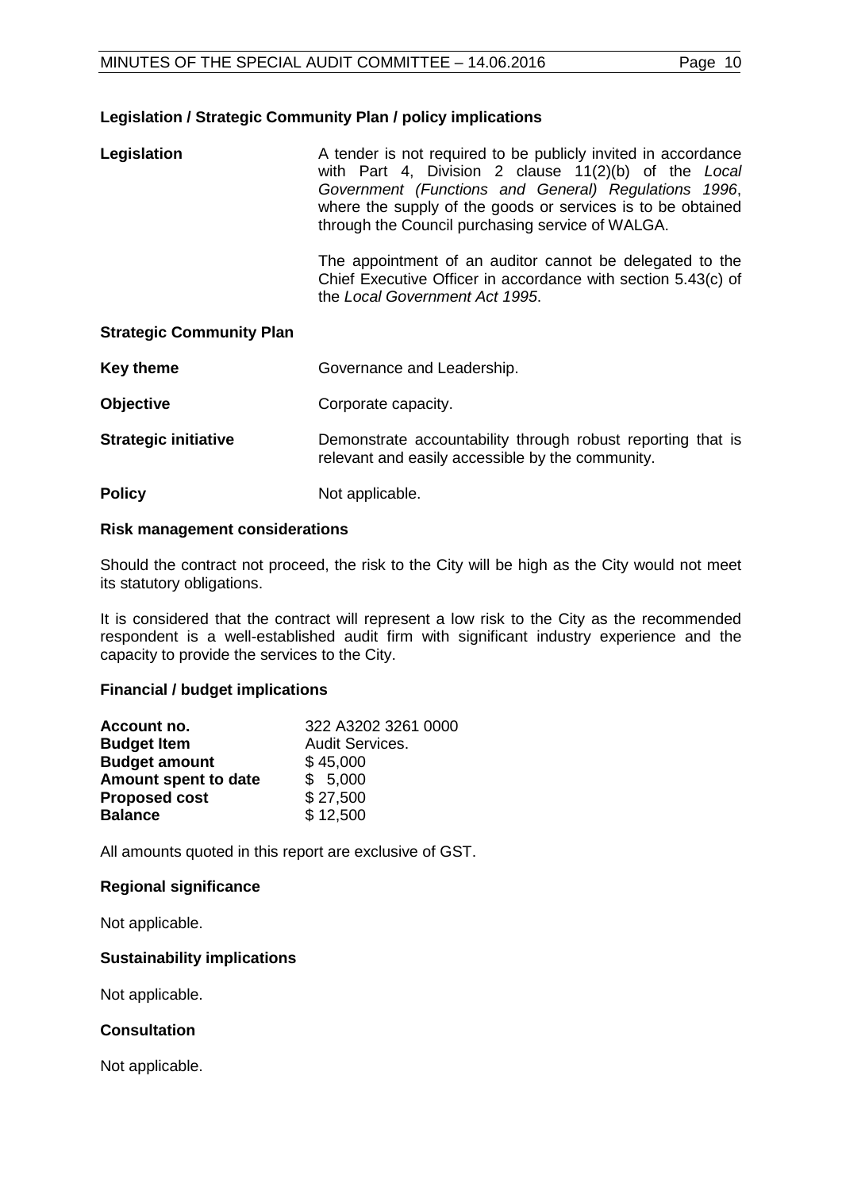### Legislation / Strategic Community Plan / policy implications

**Legislation** A tender is not required to be publicly invited in accordance with Part 4, Division 2 clause 11(2)(b) of the *Local Government (Functions and General) Regulations 1996*, where the supply of the goods or services is to be obtained through the Council purchasing service of WALGA.

The appointment of an auditor cannot be delegated to the Chief Executive Officer in accordance with section 5.43(c) of the *Local Government Act 1995*.

**Strategic Community Plan**

**Key theme** Governance and Leadership.

**Objective** Corporate capacity.

**Strategic initiative** Demonstrate accountability through robust reporting that is relevant and easily accessible by the community.

**Policy** Not applicable.

### Risk management considerations

Should the contract not proceed, the risk to the City will be high as the City would not meet its statutory obligations.

It is considered that the contract will represent a low risk to the City as the recommended respondent is a well-established audit firm with significant industry experience and the capacity to provide the services to the City.

### Financial / budget implications

| | |
|---|---|
| **Account no.** | 322 A3202 3261 0000 |
| **Budget Item** | Audit Services. |
| **Budget amount** | $ 45,000 |
| **Amount spent to date** | $ 5,000 |
| **Proposed cost** | $ 27,500 |
| **Balance** | $ 12,500 |

All amounts quoted in this report are exclusive of GST.

### Regional significance

Not applicable.

### Sustainability implications

Not applicable.

### Consultation

Not applicable.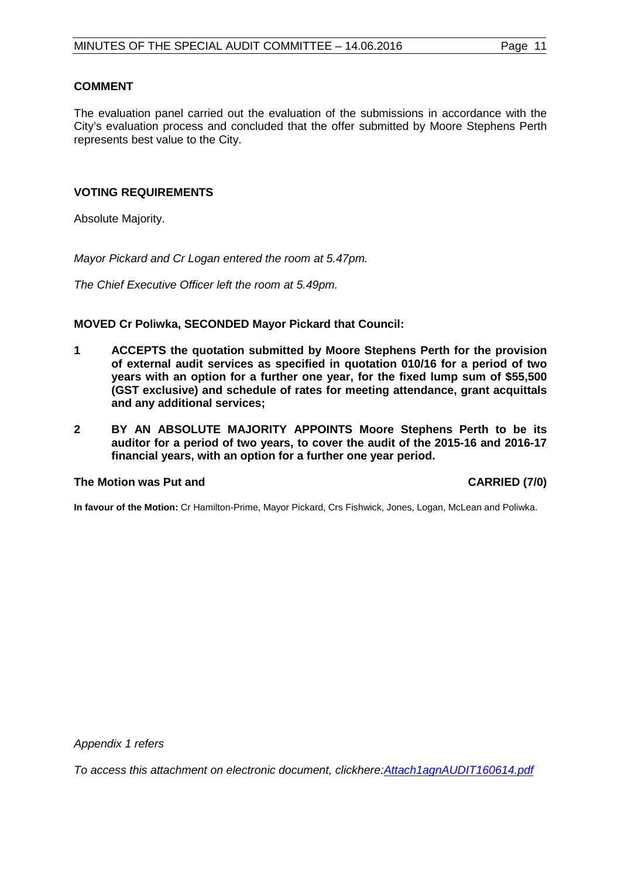### COMMENT

The evaluation panel carried out the evaluation of the submissions in accordance with the City's evaluation process and concluded that the offer submitted by Moore Stephens Perth represents best value to the City.

### VOTING REQUIREMENTS

Absolute Majority.

*Mayor Pickard and Cr Logan entered the room at 5.47pm.*

*The Chief Executive Officer left the room at 5.49pm.*

**MOVED Cr Poliwka, SECONDED Mayor Pickard that Council:**

1. **ACCEPTS the quotation submitted by Moore Stephens Perth for the provision of external audit services as specified in quotation 010/16 for a period of two years with an option for a further one year, for the fixed lump sum of $55,500 (GST exclusive) and schedule of rates for meeting attendance, grant acquittals and any additional services;**
2. **BY AN ABSOLUTE MAJORITY APPOINTS Moore Stephens Perth to be its auditor for a period of two years, to cover the audit of the 2015-16 and 2016-17 financial years, with an option for a further one year period.**

**The Motion was Put and CARRIED (7/0)**

**In favour of the Motion:** Cr Hamilton-Prime, Mayor Pickard, Crs Fishwick, Jones, Logan, McLean and Poliwka.

*Appendix 1 refers*

*To access this attachment on electronic document, clickhere:Attach1agnAUDIT160614.pdf*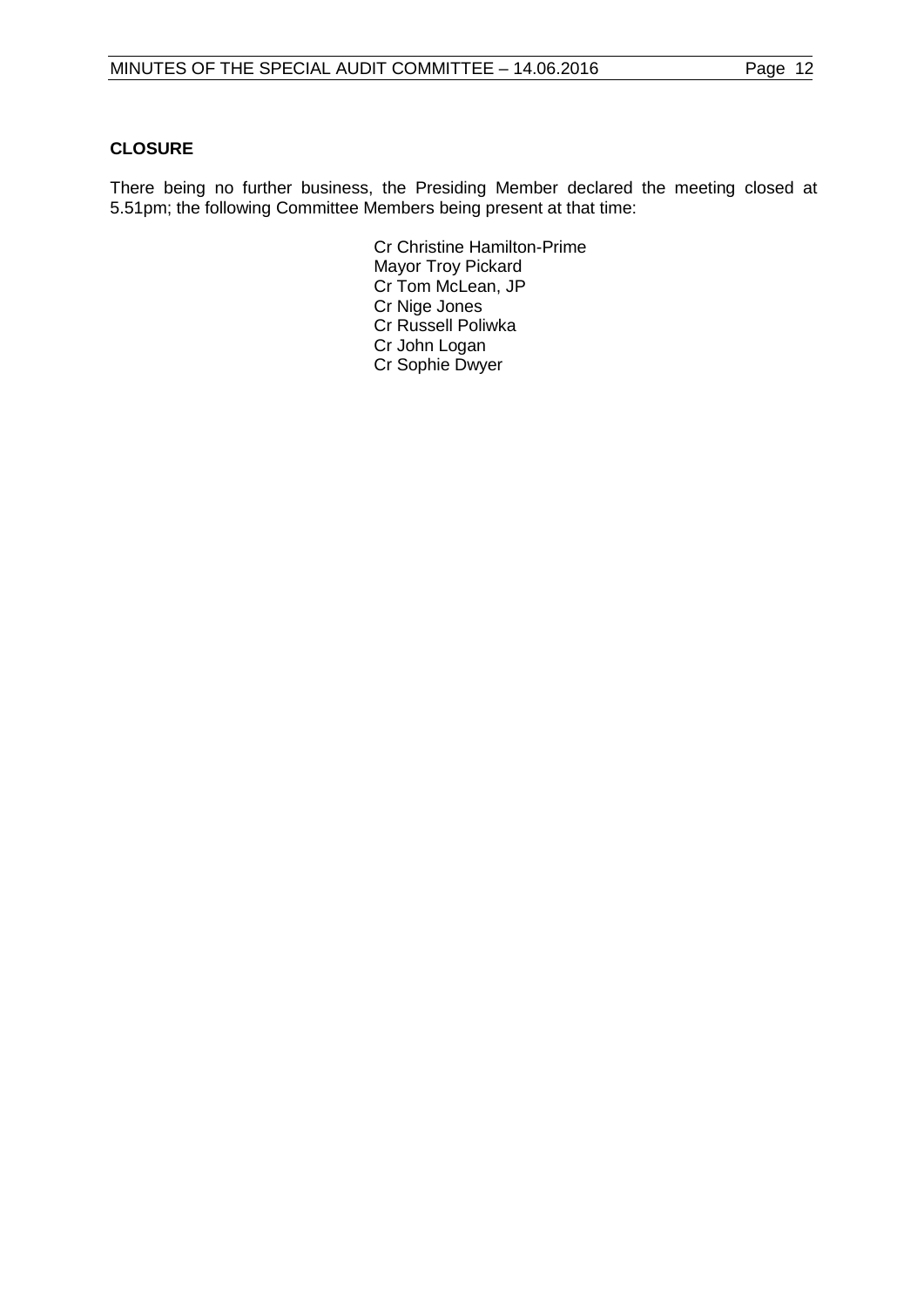**CLOSURE**

There being no further business, the Presiding Member declared the meeting closed at 5.51pm; the following Committee Members being present at that time:

Cr Christine Hamilton-Prime
Mayor Troy Pickard
Cr Tom McLean, JP
Cr Nige Jones
Cr Russell Poliwka
Cr John Logan
Cr Sophie Dwyer